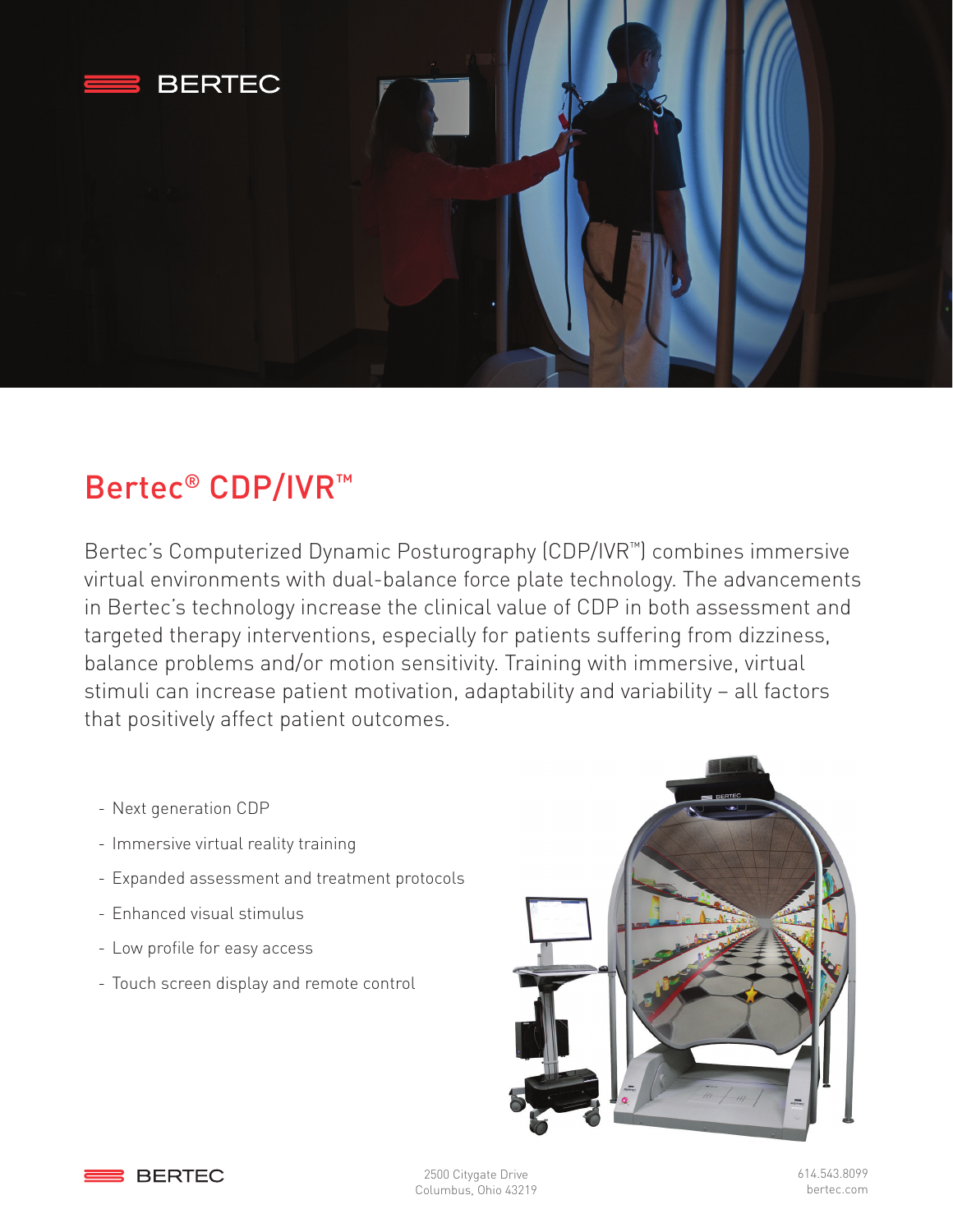BERTEC

# Bertec® CDP/IVR™

Bertec's Computerized Dynamic Posturography (CDP/IVR™) combines immersive virtual environments with dual-balance force plate technology. The advancements in Bertec's technology increase the clinical value of CDP in both assessment and targeted therapy interventions, especially for patients suffering from dizziness, balance problems and/or motion sensitivity. Training with immersive, virtual stimuli can increase patient motivation, adaptability and variability – all factors that positively affect patient outcomes.

- Next generation CDP
- Immersive virtual reality training
- Expanded assessment and treatment protocols
- Enhanced visual stimulus
- Low profile for easy access
- Touch screen display and remote control

BERTEC

2500 Citygate Drive
Columbus, Ohio 43219

614.543.8099
bertec.com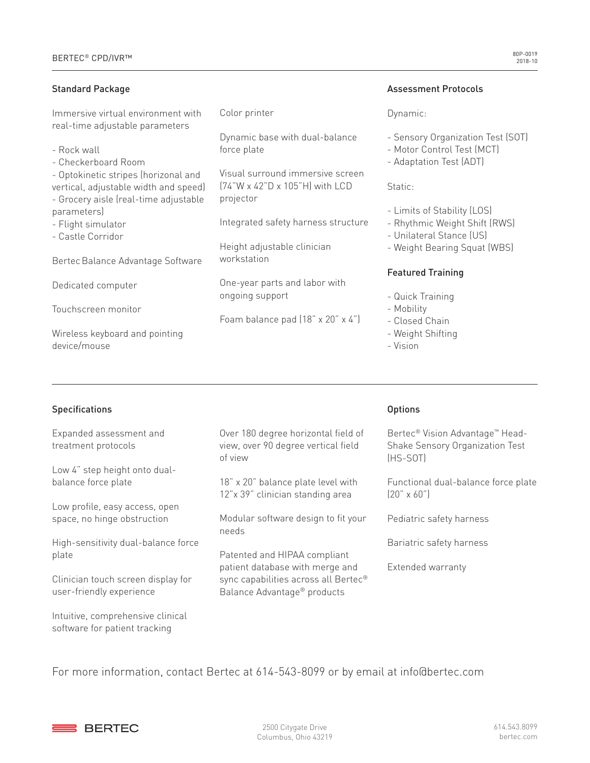## Standard Package

Immersive virtual environment with real-time adjustable parameters

- Rock wall
- Checkerboard Room
- Optokinetic stripes (horizonal and vertical, adjustable width and speed)
- Grocery aisle (real-time adjustable parameters)
- Flight simulator
- Castle Corridor

Bertec Balance Advantage Software

Dedicated computer

Touchscreen monitor

Wireless keyboard and pointing device/mouse

Color printer

Dynamic base with dual-balance force plate

Visual surround immersive screen (74"W x 42"D x 105"H) with LCD projector

Integrated safety harness structure

Height adjustable clinician workstation

One-year parts and labor with ongoing support

Foam balance pad (18" x 20" x 4")

## Assessment Protocols

Dynamic:

- Sensory Organization Test (SOT)
- Motor Control Test (MCT)
- Adaptation Test (ADT)

Static:

- Limits of Stability (LOS)
- Rhythmic Weight Shift (RWS)
- Unilateral Stance (US)
- Weight Bearing Squat (WBS)

## Featured Training

- Quick Training
- Mobility
- Closed Chain
- Weight Shifting
- Vision

## Specifications

Expanded assessment and treatment protocols

Low 4" step height onto dual-balance force plate

Low profile, easy access, open space, no hinge obstruction

High-sensitivity dual-balance force plate

Clinician touch screen display for user-friendly experience

Intuitive, comprehensive clinical software for patient tracking

Over 180 degree horizontal field of view, over 90 degree vertical field of view

18" x 20" balance plate level with 12"x 39" clinician standing area

Modular software design to fit your needs

Patented and HIPAA compliant patient database with merge and sync capabilities across all Bertec® Balance Advantage® products

## Options

Bertec® Vision Advantage™ Head-Shake Sensory Organization Test (HS-SOT)

Functional dual-balance force plate (20" x 60")

Pediatric safety harness

Bariatric safety harness

Extended warranty

For more information, contact Bertec at 614-543-8099 or by email at info@bertec.com

BERTEC

2500 Citygate Drive
Columbus, Ohio 43219

614.543.8099
bertec.com